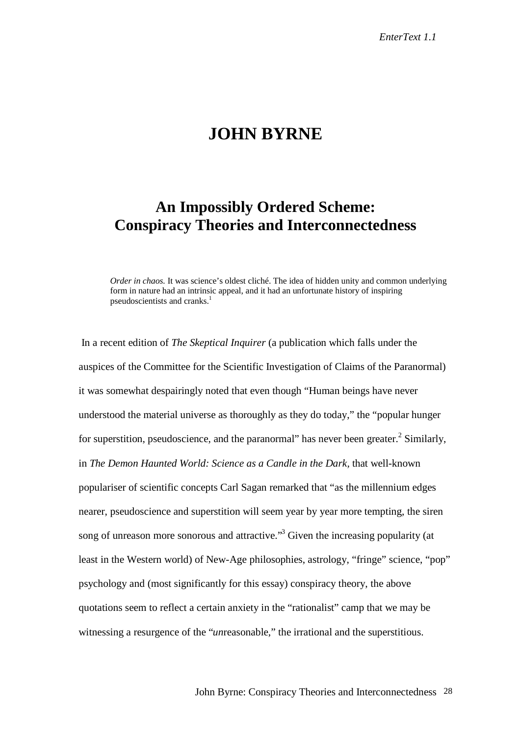# JOHN BYRNE

## An Impossibly Ordered Scheme: Conspiracy Theories and Interconnectedness

> *Order in chaos.* It was science's oldest cliché. The idea of hidden unity and common underlying form in nature had an intrinsic appeal, and it had an unfortunate history of inspiring pseudoscientists and cranks.[1]

In a recent edition of *The Skeptical Inquirer* (a publication which falls under the auspices of the Committee for the Scientific Investigation of Claims of the Paranormal) it was somewhat despairingly noted that even though "Human beings have never understood the material universe as thoroughly as they do today," the "popular hunger for superstition, pseudoscience, and the paranormal" has never been greater.[2] Similarly, in *The Demon Haunted World: Science as a Candle in the Dark*, that well-known populariser of scientific concepts Carl Sagan remarked that "as the millennium edges nearer, pseudoscience and superstition will seem year by year more tempting, the siren song of unreason more sonorous and attractive."[3] Given the increasing popularity (at least in the Western world) of New-Age philosophies, astrology, "fringe" science, "pop" psychology and (most significantly for this essay) conspiracy theory, the above quotations seem to reflect a certain anxiety in the "rationalist" camp that we may be witnessing a resurgence of the "*un*reasonable," the irrational and the superstitious.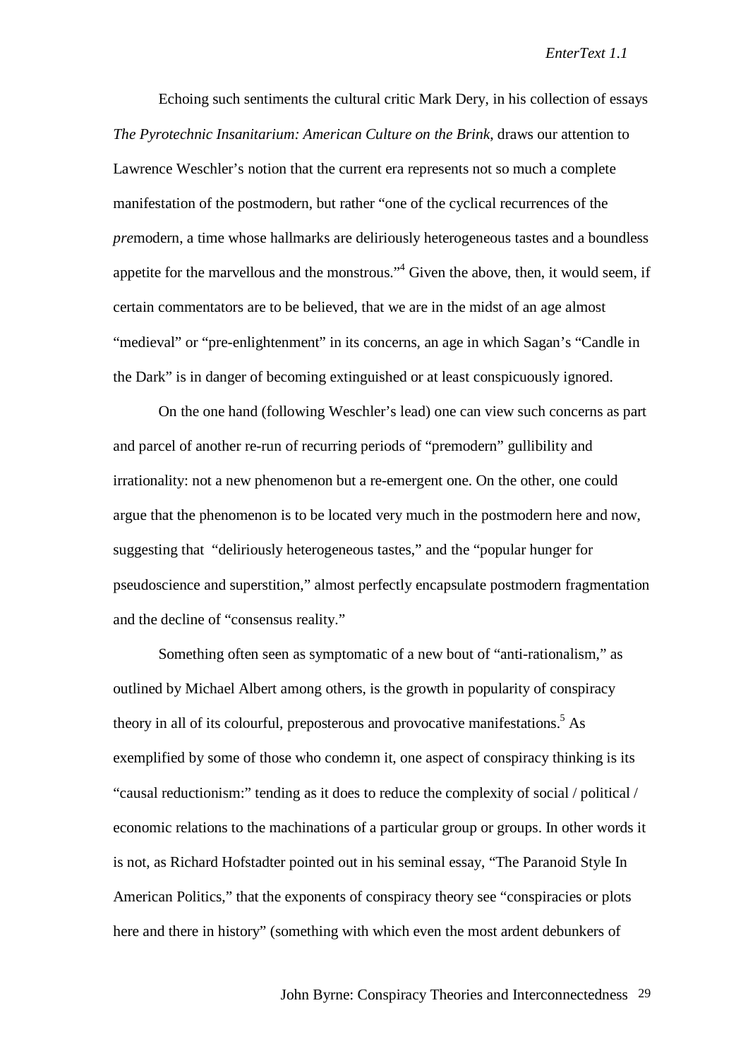Echoing such sentiments the cultural critic Mark Dery, in his collection of essays *The Pyrotechnic Insanitarium: American Culture on the Brink*, draws our attention to Lawrence Weschler's notion that the current era represents not so much a complete manifestation of the postmodern, but rather "one of the cyclical recurrences of the *pre*modern, a time whose hallmarks are deliriously heterogeneous tastes and a boundless appetite for the marvellous and the monstrous."[4] Given the above, then, it would seem, if certain commentators are to be believed, that we are in the midst of an age almost "medieval" or "pre-enlightenment" in its concerns, an age in which Sagan's "Candle in the Dark" is in danger of becoming extinguished or at least conspicuously ignored.

On the one hand (following Weschler's lead) one can view such concerns as part and parcel of another re-run of recurring periods of "premodern" gullibility and irrationality: not a new phenomenon but a re-emergent one. On the other, one could argue that the phenomenon is to be located very much in the postmodern here and now, suggesting that "deliriously heterogeneous tastes," and the "popular hunger for pseudoscience and superstition," almost perfectly encapsulate postmodern fragmentation and the decline of "consensus reality."

Something often seen as symptomatic of a new bout of "anti-rationalism," as outlined by Michael Albert among others, is the growth in popularity of conspiracy theory in all of its colourful, preposterous and provocative manifestations.[5] As exemplified by some of those who condemn it, one aspect of conspiracy thinking is its "causal reductionism:" tending as it does to reduce the complexity of social / political / economic relations to the machinations of a particular group or groups. In other words it is not, as Richard Hofstadter pointed out in his seminal essay, "The Paranoid Style In American Politics," that the exponents of conspiracy theory see "conspiracies or plots here and there in history" (something with which even the most ardent debunkers of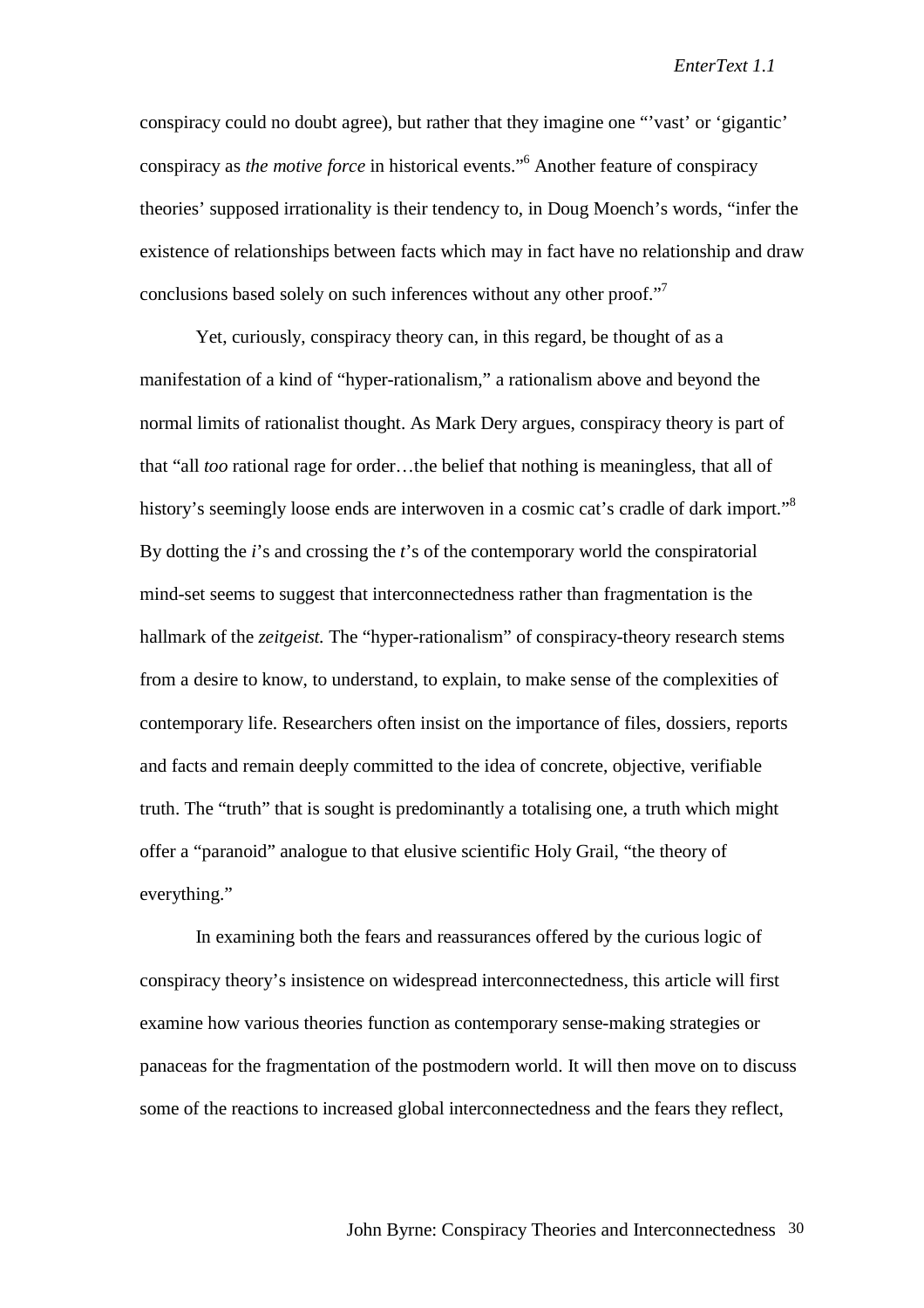conspiracy could no doubt agree), but rather that they imagine one "'vast' or 'gigantic' conspiracy as *the motive force* in historical events."[6] Another feature of conspiracy theories' supposed irrationality is their tendency to, in Doug Moench's words, "infer the existence of relationships between facts which may in fact have no relationship and draw conclusions based solely on such inferences without any other proof."[7]

Yet, curiously, conspiracy theory can, in this regard, be thought of as a manifestation of a kind of "hyper-rationalism," a rationalism above and beyond the normal limits of rationalist thought. As Mark Dery argues, conspiracy theory is part of that "all *too* rational rage for order…the belief that nothing is meaningless, that all of history's seemingly loose ends are interwoven in a cosmic cat's cradle of dark import."[8] By dotting the *i*'s and crossing the *t*'s of the contemporary world the conspiratorial mind-set seems to suggest that interconnectedness rather than fragmentation is the hallmark of the *zeitgeist.* The "hyper-rationalism" of conspiracy-theory research stems from a desire to know, to understand, to explain, to make sense of the complexities of contemporary life. Researchers often insist on the importance of files, dossiers, reports and facts and remain deeply committed to the idea of concrete, objective, verifiable truth. The "truth" that is sought is predominantly a totalising one, a truth which might offer a "paranoid" analogue to that elusive scientific Holy Grail, "the theory of everything."

In examining both the fears and reassurances offered by the curious logic of conspiracy theory's insistence on widespread interconnectedness, this article will first examine how various theories function as contemporary sense-making strategies or panaceas for the fragmentation of the postmodern world. It will then move on to discuss some of the reactions to increased global interconnectedness and the fears they reflect,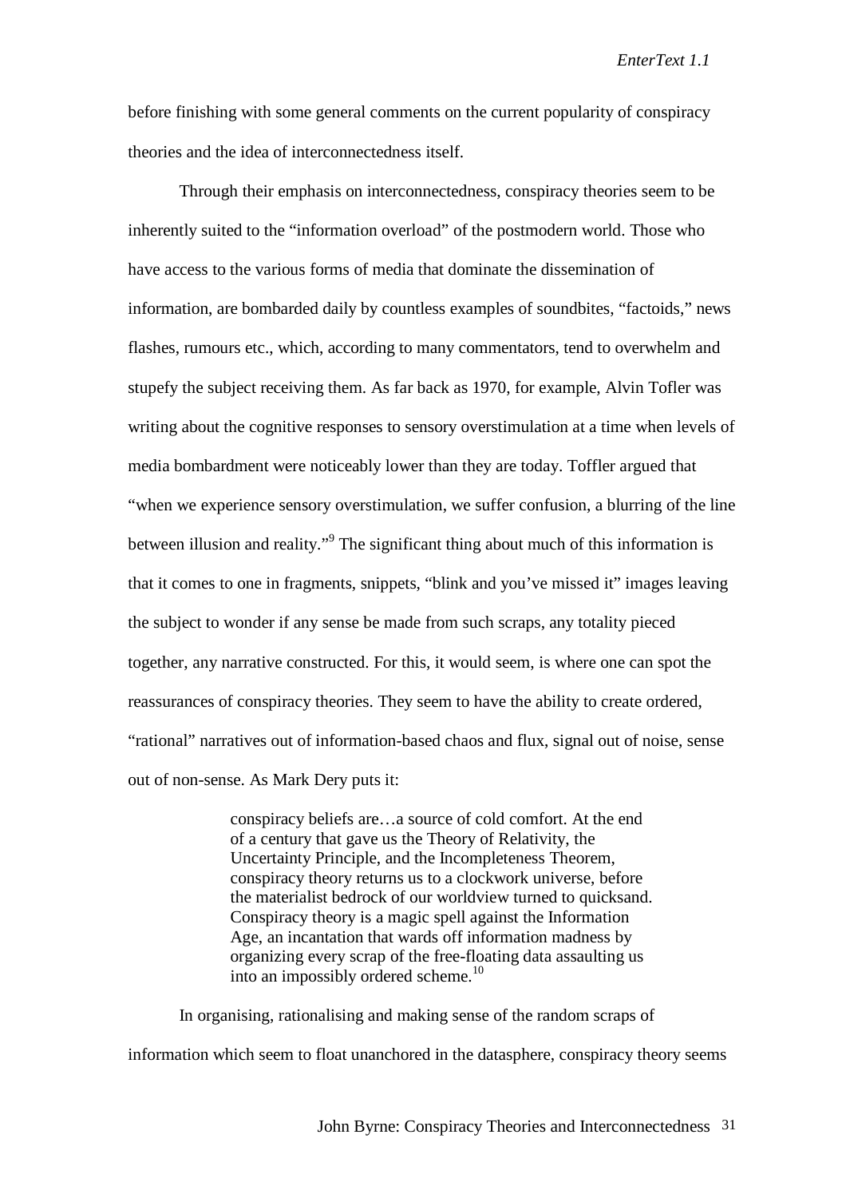before finishing with some general comments on the current popularity of conspiracy theories and the idea of interconnectedness itself.

Through their emphasis on interconnectedness, conspiracy theories seem to be inherently suited to the "information overload" of the postmodern world. Those who have access to the various forms of media that dominate the dissemination of information, are bombarded daily by countless examples of soundbites, "factoids," news flashes, rumours etc., which, according to many commentators, tend to overwhelm and stupefy the subject receiving them. As far back as 1970, for example, Alvin Tofler was writing about the cognitive responses to sensory overstimulation at a time when levels of media bombardment were noticeably lower than they are today. Toffler argued that "when we experience sensory overstimulation, we suffer confusion, a blurring of the line between illusion and reality."[9] The significant thing about much of this information is that it comes to one in fragments, snippets, "blink and you've missed it" images leaving the subject to wonder if any sense be made from such scraps, any totality pieced together, any narrative constructed. For this, it would seem, is where one can spot the reassurances of conspiracy theories. They seem to have the ability to create ordered, "rational" narratives out of information-based chaos and flux, signal out of noise, sense out of non-sense. As Mark Dery puts it:

> conspiracy beliefs are…a source of cold comfort. At the end of a century that gave us the Theory of Relativity, the Uncertainty Principle, and the Incompleteness Theorem, conspiracy theory returns us to a clockwork universe, before the materialist bedrock of our worldview turned to quicksand. Conspiracy theory is a magic spell against the Information Age, an incantation that wards off information madness by organizing every scrap of the free-floating data assaulting us into an impossibly ordered scheme.[10]

In organising, rationalising and making sense of the random scraps of information which seem to float unanchored in the datasphere, conspiracy theory seems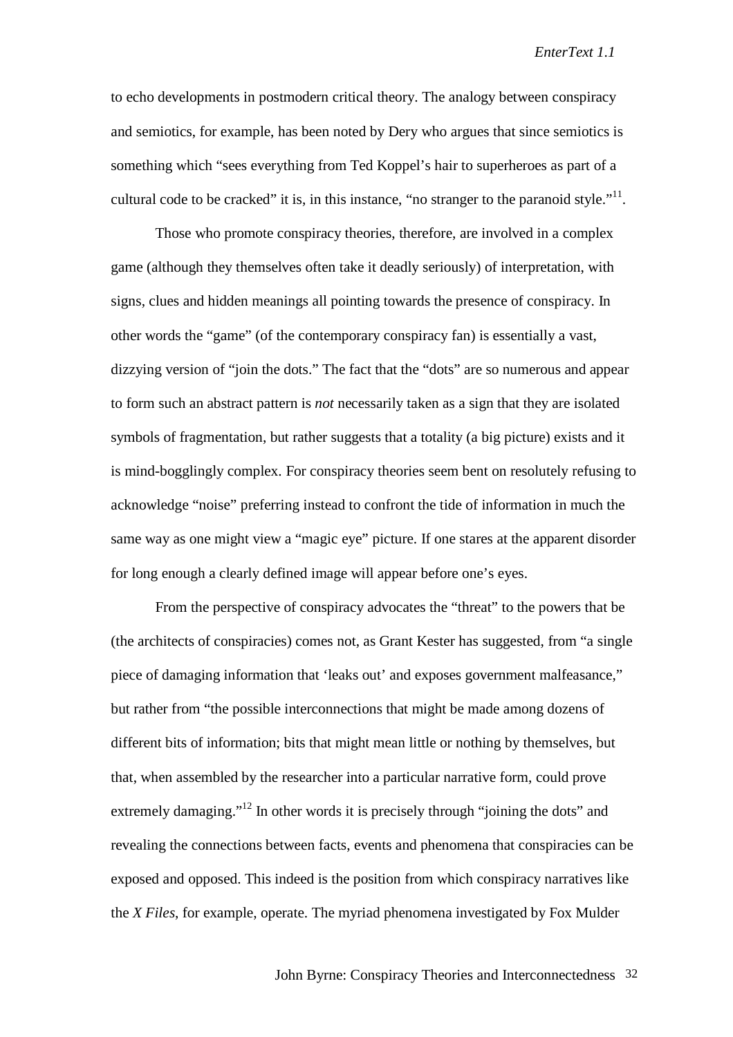to echo developments in postmodern critical theory. The analogy between conspiracy and semiotics, for example, has been noted by Dery who argues that since semiotics is something which "sees everything from Ted Koppel's hair to superheroes as part of a cultural code to be cracked" it is, in this instance, "no stranger to the paranoid style."[11].

Those who promote conspiracy theories, therefore, are involved in a complex game (although they themselves often take it deadly seriously) of interpretation, with signs, clues and hidden meanings all pointing towards the presence of conspiracy. In other words the "game" (of the contemporary conspiracy fan) is essentially a vast, dizzying version of "join the dots." The fact that the "dots" are so numerous and appear to form such an abstract pattern is *not* necessarily taken as a sign that they are isolated symbols of fragmentation, but rather suggests that a totality (a big picture) exists and it is mind-bogglingly complex. For conspiracy theories seem bent on resolutely refusing to acknowledge "noise" preferring instead to confront the tide of information in much the same way as one might view a "magic eye" picture. If one stares at the apparent disorder for long enough a clearly defined image will appear before one's eyes.

From the perspective of conspiracy advocates the "threat" to the powers that be (the architects of conspiracies) comes not, as Grant Kester has suggested, from "a single piece of damaging information that 'leaks out' and exposes government malfeasance," but rather from "the possible interconnections that might be made among dozens of different bits of information; bits that might mean little or nothing by themselves, but that, when assembled by the researcher into a particular narrative form, could prove extremely damaging."[12] In other words it is precisely through "joining the dots" and revealing the connections between facts, events and phenomena that conspiracies can be exposed and opposed. This indeed is the position from which conspiracy narratives like the *X Files*, for example, operate. The myriad phenomena investigated by Fox Mulder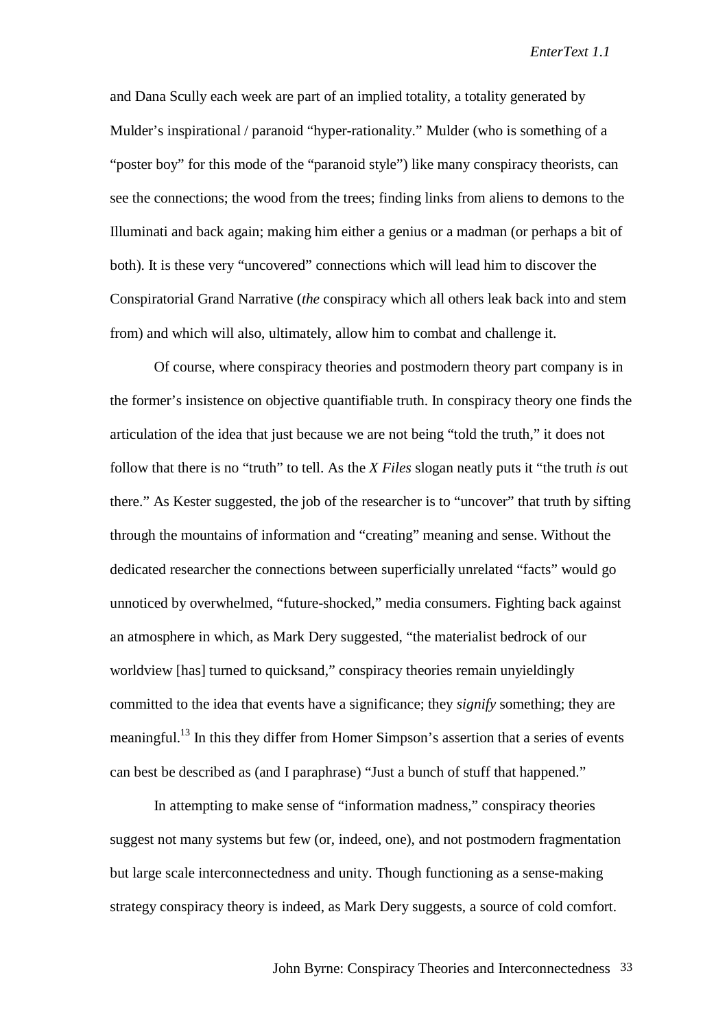and Dana Scully each week are part of an implied totality, a totality generated by Mulder's inspirational / paranoid "hyper-rationality." Mulder (who is something of a "poster boy" for this mode of the "paranoid style") like many conspiracy theorists, can see the connections; the wood from the trees; finding links from aliens to demons to the Illuminati and back again; making him either a genius or a madman (or perhaps a bit of both). It is these very "uncovered" connections which will lead him to discover the Conspiratorial Grand Narrative (*the* conspiracy which all others leak back into and stem from) and which will also, ultimately, allow him to combat and challenge it.

Of course, where conspiracy theories and postmodern theory part company is in the former's insistence on objective quantifiable truth. In conspiracy theory one finds the articulation of the idea that just because we are not being "told the truth," it does not follow that there is no "truth" to tell. As the *X Files* slogan neatly puts it "the truth *is* out there." As Kester suggested, the job of the researcher is to "uncover" that truth by sifting through the mountains of information and "creating" meaning and sense. Without the dedicated researcher the connections between superficially unrelated "facts" would go unnoticed by overwhelmed, "future-shocked," media consumers. Fighting back against an atmosphere in which, as Mark Dery suggested, "the materialist bedrock of our worldview [has] turned to quicksand," conspiracy theories remain unyieldingly committed to the idea that events have a significance; they *signify* something; they are meaningful.[13] In this they differ from Homer Simpson's assertion that a series of events can best be described as (and I paraphrase) "Just a bunch of stuff that happened."

In attempting to make sense of "information madness," conspiracy theories suggest not many systems but few (or, indeed, one), and not postmodern fragmentation but large scale interconnectedness and unity. Though functioning as a sense-making strategy conspiracy theory is indeed, as Mark Dery suggests, a source of cold comfort.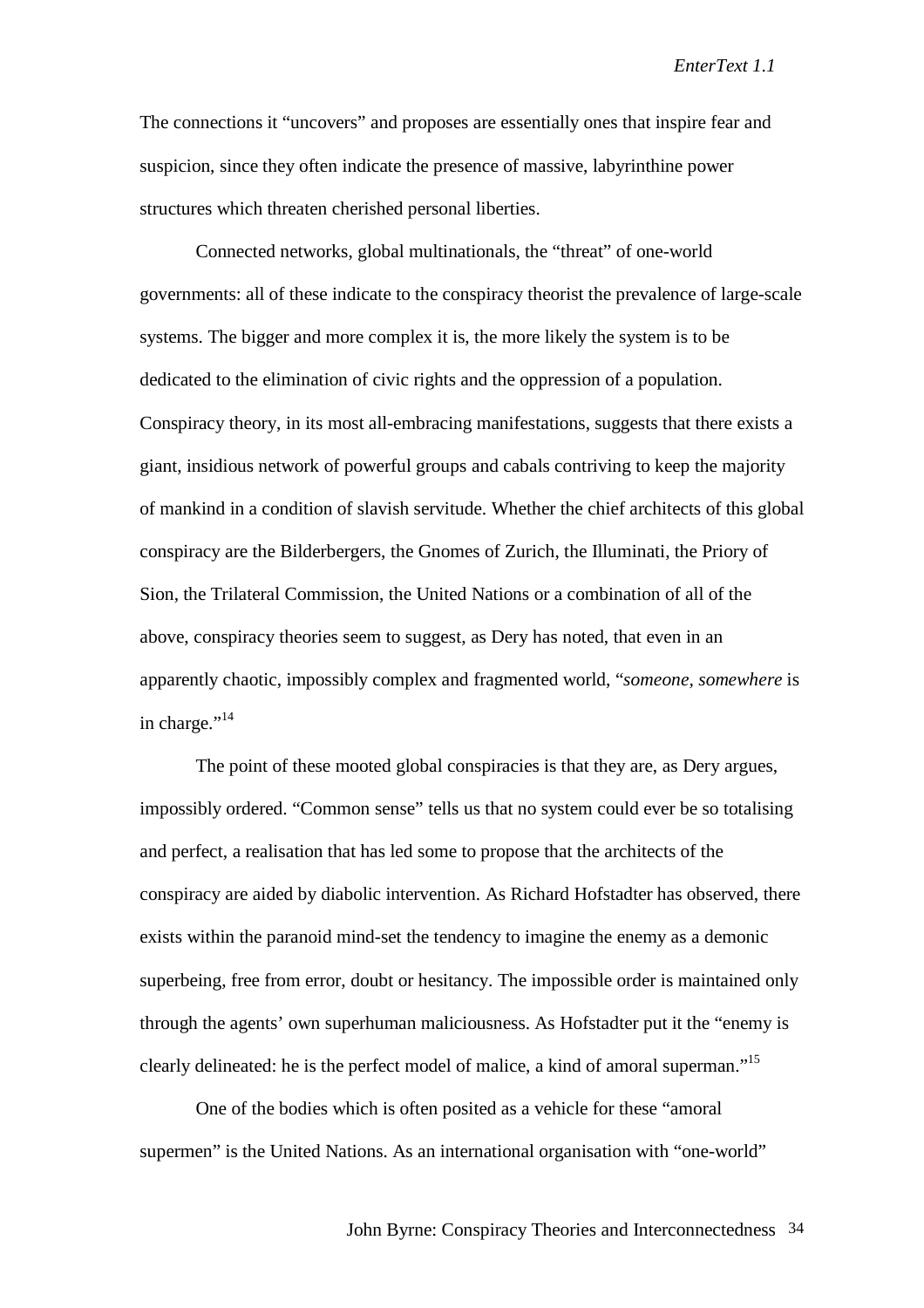The connections it "uncovers" and proposes are essentially ones that inspire fear and suspicion, since they often indicate the presence of massive, labyrinthine power structures which threaten cherished personal liberties.

Connected networks, global multinationals, the "threat" of one-world governments: all of these indicate to the conspiracy theorist the prevalence of large-scale systems. The bigger and more complex it is, the more likely the system is to be dedicated to the elimination of civic rights and the oppression of a population. Conspiracy theory, in its most all-embracing manifestations, suggests that there exists a giant, insidious network of powerful groups and cabals contriving to keep the majority of mankind in a condition of slavish servitude. Whether the chief architects of this global conspiracy are the Bilderbergers, the Gnomes of Zurich, the Illuminati, the Priory of Sion, the Trilateral Commission, the United Nations or a combination of all of the above, conspiracy theories seem to suggest, as Dery has noted, that even in an apparently chaotic, impossibly complex and fragmented world, "*someone, somewhere* is in charge."[14]

The point of these mooted global conspiracies is that they are, as Dery argues, impossibly ordered. "Common sense" tells us that no system could ever be so totalising and perfect, a realisation that has led some to propose that the architects of the conspiracy are aided by diabolic intervention. As Richard Hofstadter has observed, there exists within the paranoid mind-set the tendency to imagine the enemy as a demonic superbeing, free from error, doubt or hesitancy. The impossible order is maintained only through the agents' own superhuman maliciousness. As Hofstadter put it the "enemy is clearly delineated: he is the perfect model of malice, a kind of amoral superman."[15]

One of the bodies which is often posited as a vehicle for these "amoral supermen" is the United Nations. As an international organisation with "one-world"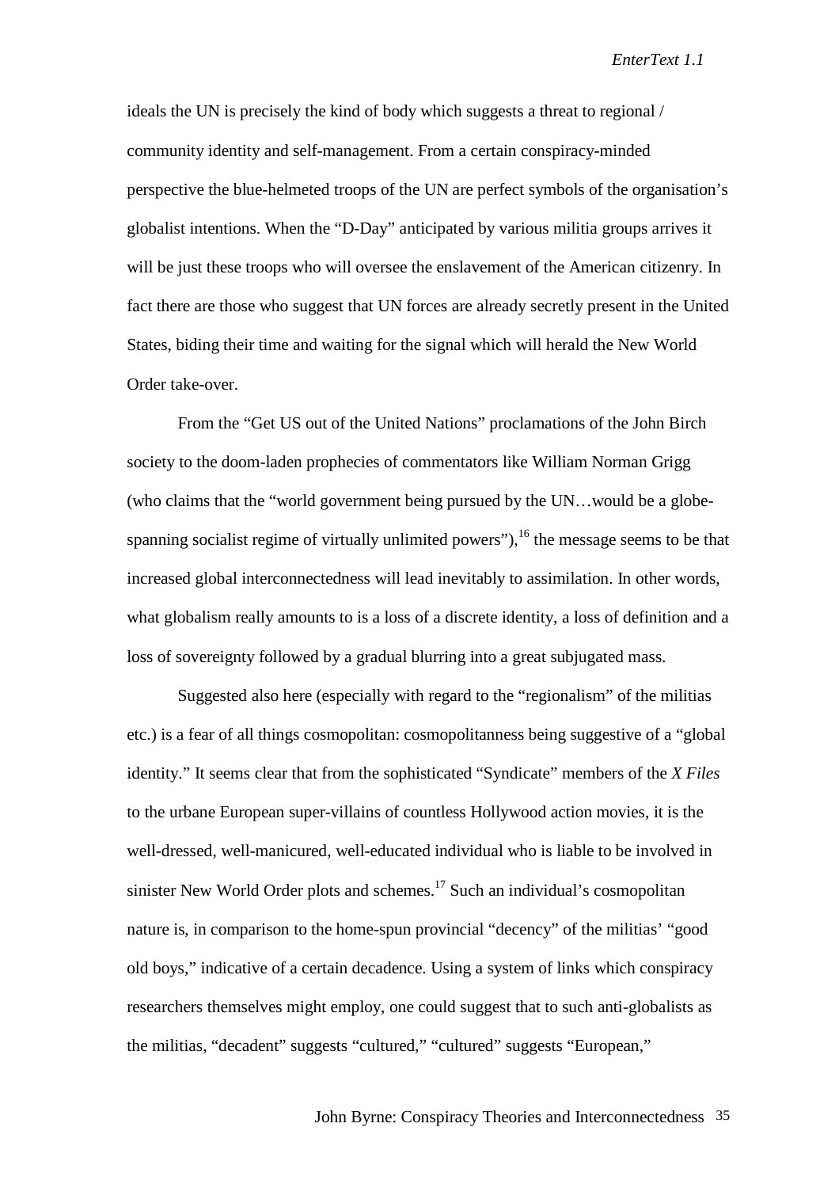ideals the UN is precisely the kind of body which suggests a threat to regional / community identity and self-management. From a certain conspiracy-minded perspective the blue-helmeted troops of the UN are perfect symbols of the organisation's globalist intentions. When the "D-Day" anticipated by various militia groups arrives it will be just these troops who will oversee the enslavement of the American citizenry. In fact there are those who suggest that UN forces are already secretly present in the United States, biding their time and waiting for the signal which will herald the New World Order take-over.

From the "Get US out of the United Nations" proclamations of the John Birch society to the doom-laden prophecies of commentators like William Norman Grigg (who claims that the "world government being pursued by the UN…would be a globe-spanning socialist regime of virtually unlimited powers"),[16] the message seems to be that increased global interconnectedness will lead inevitably to assimilation. In other words, what globalism really amounts to is a loss of a discrete identity, a loss of definition and a loss of sovereignty followed by a gradual blurring into a great subjugated mass.

Suggested also here (especially with regard to the "regionalism" of the militias etc.) is a fear of all things cosmopolitan: cosmopolitanness being suggestive of a "global identity." It seems clear that from the sophisticated "Syndicate" members of the *X Files* to the urbane European super-villains of countless Hollywood action movies, it is the well-dressed, well-manicured, well-educated individual who is liable to be involved in sinister New World Order plots and schemes.[17] Such an individual's cosmopolitan nature is, in comparison to the home-spun provincial "decency" of the militias' "good old boys," indicative of a certain decadence. Using a system of links which conspiracy researchers themselves might employ, one could suggest that to such anti-globalists as the militias, "decadent" suggests "cultured," "cultured" suggests "European,"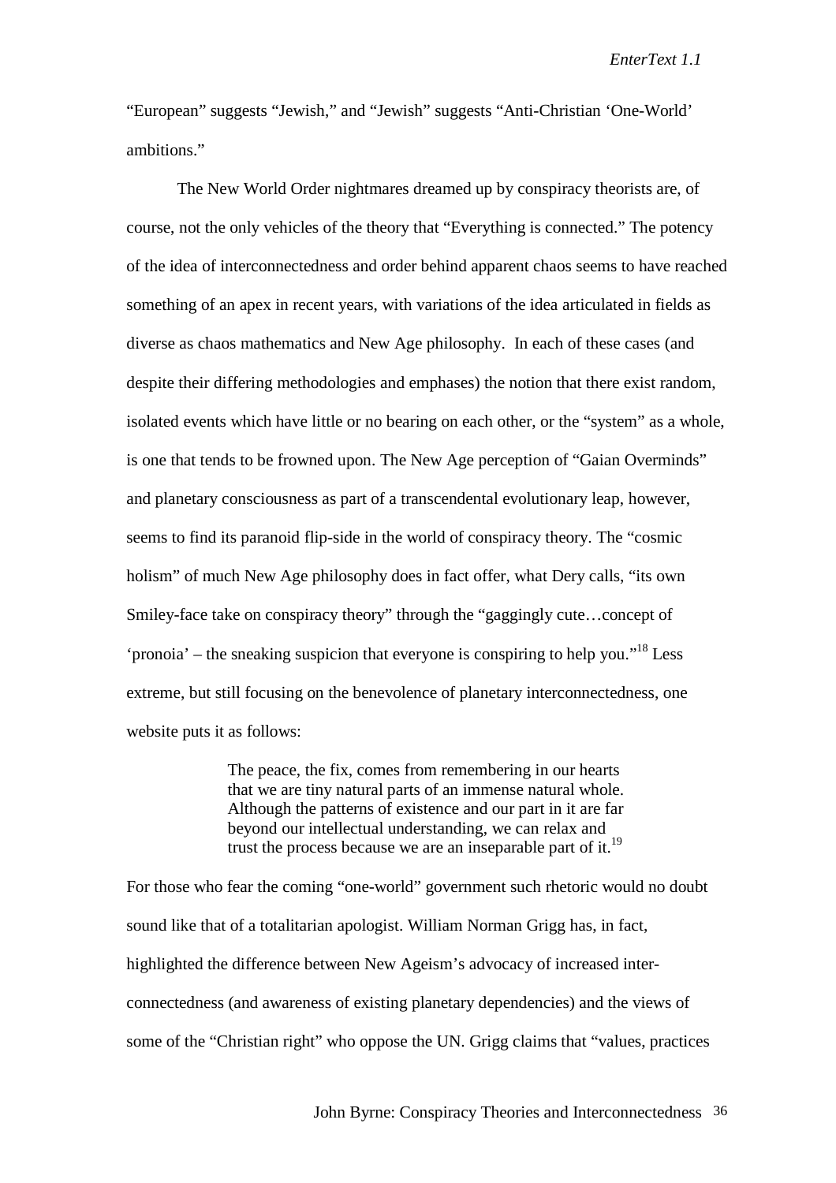"European" suggests "Jewish," and "Jewish" suggests "Anti-Christian 'One-World' ambitions."

The New World Order nightmares dreamed up by conspiracy theorists are, of course, not the only vehicles of the theory that "Everything is connected." The potency of the idea of interconnectedness and order behind apparent chaos seems to have reached something of an apex in recent years, with variations of the idea articulated in fields as diverse as chaos mathematics and New Age philosophy. In each of these cases (and despite their differing methodologies and emphases) the notion that there exist random, isolated events which have little or no bearing on each other, or the "system" as a whole, is one that tends to be frowned upon. The New Age perception of "Gaian Overminds" and planetary consciousness as part of a transcendental evolutionary leap, however, seems to find its paranoid flip-side in the world of conspiracy theory. The "cosmic holism" of much New Age philosophy does in fact offer, what Dery calls, "its own Smiley-face take on conspiracy theory" through the "gaggingly cute…concept of 'pronoia' – the sneaking suspicion that everyone is conspiring to help you."[18] Less extreme, but still focusing on the benevolence of planetary interconnectedness, one website puts it as follows:

> The peace, the fix, comes from remembering in our hearts that we are tiny natural parts of an immense natural whole. Although the patterns of existence and our part in it are far beyond our intellectual understanding, we can relax and trust the process because we are an inseparable part of it.[19]

For those who fear the coming "one-world" government such rhetoric would no doubt sound like that of a totalitarian apologist. William Norman Grigg has, in fact, highlighted the difference between New Ageism's advocacy of increased inter-connectedness (and awareness of existing planetary dependencies) and the views of some of the "Christian right" who oppose the UN. Grigg claims that "values, practices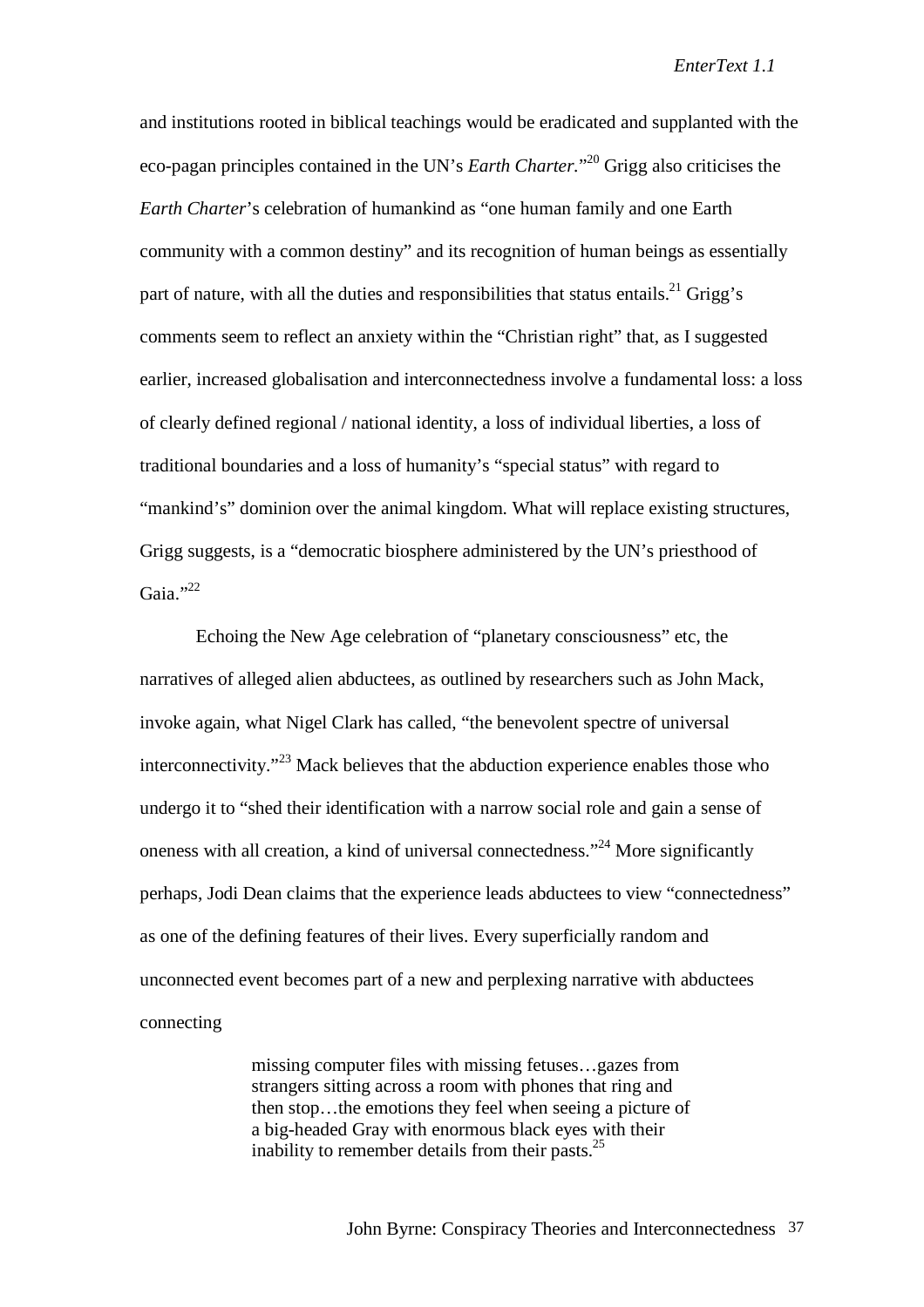and institutions rooted in biblical teachings would be eradicated and supplanted with the eco-pagan principles contained in the UN's *Earth Charter*."[20] Grigg also criticises the *Earth Charter*'s celebration of humankind as "one human family and one Earth community with a common destiny" and its recognition of human beings as essentially part of nature, with all the duties and responsibilities that status entails.[21] Grigg's comments seem to reflect an anxiety within the "Christian right" that, as I suggested earlier, increased globalisation and interconnectedness involve a fundamental loss: a loss of clearly defined regional / national identity, a loss of individual liberties, a loss of traditional boundaries and a loss of humanity's "special status" with regard to "mankind's" dominion over the animal kingdom. What will replace existing structures, Grigg suggests, is a "democratic biosphere administered by the UN's priesthood of Gaia."[22]

Echoing the New Age celebration of "planetary consciousness" etc, the narratives of alleged alien abductees, as outlined by researchers such as John Mack, invoke again, what Nigel Clark has called, "the benevolent spectre of universal interconnectivity."[23] Mack believes that the abduction experience enables those who undergo it to "shed their identification with a narrow social role and gain a sense of oneness with all creation, a kind of universal connectedness."[24] More significantly perhaps, Jodi Dean claims that the experience leads abductees to view "connectedness" as one of the defining features of their lives. Every superficially random and unconnected event becomes part of a new and perplexing narrative with abductees connecting

> missing computer files with missing fetuses…gazes from strangers sitting across a room with phones that ring and then stop…the emotions they feel when seeing a picture of a big-headed Gray with enormous black eyes with their inability to remember details from their pasts.[25]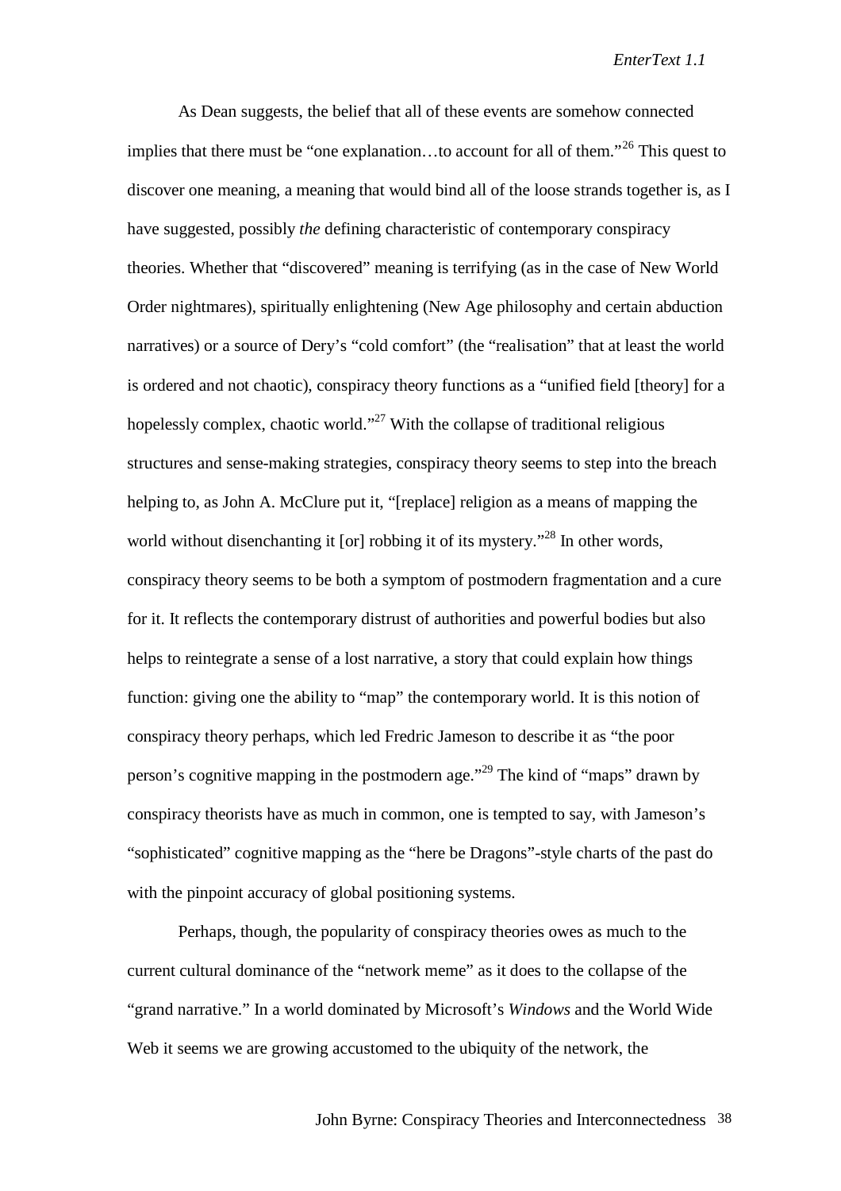As Dean suggests, the belief that all of these events are somehow connected implies that there must be "one explanation…to account for all of them."[26] This quest to discover one meaning, a meaning that would bind all of the loose strands together is, as I have suggested, possibly *the* defining characteristic of contemporary conspiracy theories. Whether that "discovered" meaning is terrifying (as in the case of New World Order nightmares), spiritually enlightening (New Age philosophy and certain abduction narratives) or a source of Dery's "cold comfort" (the "realisation" that at least the world is ordered and not chaotic), conspiracy theory functions as a "unified field [theory] for a hopelessly complex, chaotic world."[27] With the collapse of traditional religious structures and sense-making strategies, conspiracy theory seems to step into the breach helping to, as John A. McClure put it, "[replace] religion as a means of mapping the world without disenchanting it [or] robbing it of its mystery."[28] In other words, conspiracy theory seems to be both a symptom of postmodern fragmentation and a cure for it. It reflects the contemporary distrust of authorities and powerful bodies but also helps to reintegrate a sense of a lost narrative, a story that could explain how things function: giving one the ability to "map" the contemporary world. It is this notion of conspiracy theory perhaps, which led Fredric Jameson to describe it as "the poor person's cognitive mapping in the postmodern age."[29] The kind of "maps" drawn by conspiracy theorists have as much in common, one is tempted to say, with Jameson's "sophisticated" cognitive mapping as the "here be Dragons"-style charts of the past do with the pinpoint accuracy of global positioning systems.

Perhaps, though, the popularity of conspiracy theories owes as much to the current cultural dominance of the "network meme" as it does to the collapse of the "grand narrative." In a world dominated by Microsoft's *Windows* and the World Wide Web it seems we are growing accustomed to the ubiquity of the network, the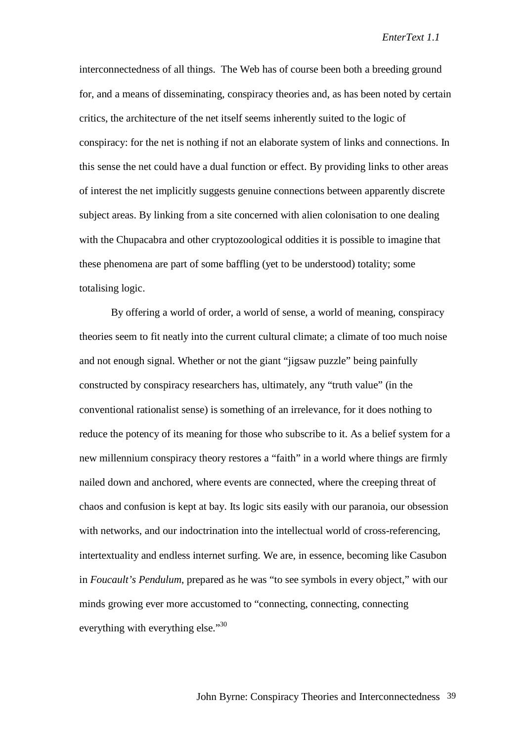interconnectedness of all things. The Web has of course been both a breeding ground for, and a means of disseminating, conspiracy theories and, as has been noted by certain critics, the architecture of the net itself seems inherently suited to the logic of conspiracy: for the net is nothing if not an elaborate system of links and connections. In this sense the net could have a dual function or effect. By providing links to other areas of interest the net implicitly suggests genuine connections between apparently discrete subject areas. By linking from a site concerned with alien colonisation to one dealing with the Chupacabra and other cryptozoological oddities it is possible to imagine that these phenomena are part of some baffling (yet to be understood) totality; some totalising logic.

By offering a world of order, a world of sense, a world of meaning, conspiracy theories seem to fit neatly into the current cultural climate; a climate of too much noise and not enough signal. Whether or not the giant "jigsaw puzzle" being painfully constructed by conspiracy researchers has, ultimately, any "truth value" (in the conventional rationalist sense) is something of an irrelevance, for it does nothing to reduce the potency of its meaning for those who subscribe to it. As a belief system for a new millennium conspiracy theory restores a "faith" in a world where things are firmly nailed down and anchored, where events are connected, where the creeping threat of chaos and confusion is kept at bay. Its logic sits easily with our paranoia, our obsession with networks, and our indoctrination into the intellectual world of cross-referencing, intertextuality and endless internet surfing. We are, in essence, becoming like Casubon in *Foucault's Pendulum*, prepared as he was "to see symbols in every object," with our minds growing ever more accustomed to "connecting, connecting, connecting everything with everything else."[30]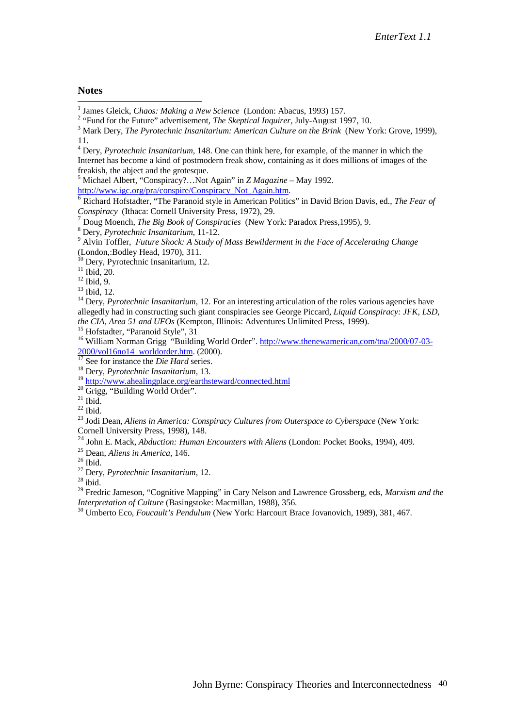## Notes

[1] James Gleick, *Chaos: Making a New Science* (London: Abacus, 1993) 157.
[2] "Fund for the Future" advertisement, *The Skeptical Inquirer*, July-August 1997, 10.
[3] Mark Dery, *The Pyrotechnic Insanitarium: American Culture on the Brink* (New York: Grove, 1999), 11.
[4] Dery, *Pyrotechnic Insanitarium*, 148. One can think here, for example, of the manner in which the Internet has become a kind of postmodern freak show, containing as it does millions of images of the freakish, the abject and the grotesque.
[5] Michael Albert, "Conspiracy?…Not Again" in *Z Magazine* – May 1992. http://www.igc.org/pra/conspire/Conspiracy_Not_Again.htm.
[6] Richard Hofstadter, "The Paranoid style in American Politics" in David Brion Davis, ed., *The Fear of Conspiracy* (Ithaca: Cornell University Press, 1972), 29.
[7] Doug Moench, *The Big Book of Conspiracies* (New York: Paradox Press,1995), 9.
[8] Dery, *Pyrotechnic Insanitarium*, 11-12.
[9] Alvin Toffler, *Future Shock: A Study of Mass Bewilderment in the Face of Accelerating Change* (London,:Bodley Head, 1970), 311.
[10] Dery, Pyrotechnic Insanitarium, 12.
[11] Ibid, 20.
[12] Ibid, 9.
[13] Ibid, 12.
[14] Dery, *Pyrotechnic Insanitarium*, 12. For an interesting articulation of the roles various agencies have allegedly had in constructing such giant conspiracies see George Piccard, *Liquid Conspiracy: JFK, LSD, the CIA, Area 51 and UFOs* (Kempton, Illinois: Adventures Unlimited Press, 1999).
[15] Hofstadter, "Paranoid Style", 31
[16] William Norman Grigg "Building World Order". http://www.thenewamerican,com/tna/2000/07-03-2000/vol16no14_worldorder.htm. (2000).
[17] See for instance the *Die Hard* series.
[18] Dery, *Pyrotechnic Insanitarium*, 13.
[19] http://www.ahealingplace.org/earthsteward/connected.html
[20] Grigg, "Building World Order".
[21] Ibid.
[22] Ibid.
[23] Jodi Dean, *Aliens in America: Conspiracy Cultures from Outerspace to Cyberspace* (New York: Cornell University Press, 1998), 148.
[24] John E. Mack, *Abduction: Human Encounters with Aliens* (London: Pocket Books, 1994), 409.
[25] Dean, *Aliens in America*, 146.
[26] Ibid.
[27] Dery, *Pyrotechnic Insanitarium*, 12.
[28] ibid.
[29] Fredric Jameson, "Cognitive Mapping" in Cary Nelson and Lawrence Grossberg, eds, *Marxism and the Interpretation of Culture* (Basingstoke: Macmillan, 1988), 356.
[30] Umberto Eco, *Foucault's Pendulum* (New York: Harcourt Brace Jovanovich, 1989), 381, 467.